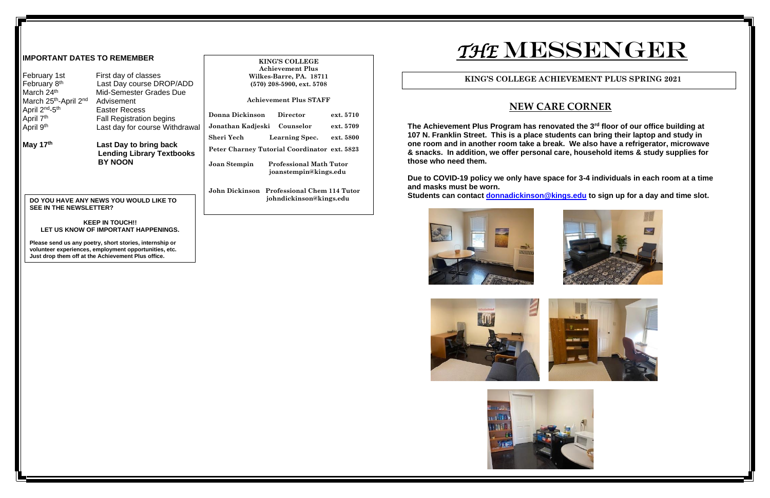# *THE* MESSENGER

**KING'S COLLEGE ACHIEVEMENT PLUS SPRING 2021**

## NEW CARE CORNER

**The Achievement Plus Program has renovated the 3rd floor of our office building at 107 N. Franklin Street. This is a place students can bring their laptop and study in one room and in another room take a break. We also have a refrigerator, microwave & snacks. In addition, we offer personal care, household items & study supplies for those who need them.**

**Due to COVID-19 policy we only have space for 3-4 individuals in each room at a time and masks must be worn.**

**Students can contact donnadickinson@kings.edu to sign up for a day and time slot.**

### IMPORTANT DATES TO REMEMBER

| | |
|---|---|
| February 1st | First day of classes |
| February 8th | Last Day course DROP/ADD |
| March 24th | Mid-Semester Grades Due |
| March 25th-April 2nd | Advisement |
| April 2nd-5th | Easter Recess |
| April 7th | Fall Registration begins |
| April 9th | Last day for course Withdrawal |
| **May 17th** | **Last Day to bring back Lending Library Textbooks BY NOON** |

**KING'S COLLEGE**
**Achievement Plus**
**Wilkes-Barre, PA. 18711**
**(570) 208-5900, ext. 5708**

**Achievement Plus STAFF**

| | | |
|---|---|---|
| Donna Dickinson | Director | ext. 5710 |
| Jonathan Kadjeski | Counselor | ext. 5709 |
| Sheri Yech | Learning Spec. | ext. 5800 |
| Peter Charney | Tutorial Coordinator | ext. 5823 |
| Joan Stempin | Professional Math Tutor joanstempin@kings.edu | |
| John Dickinson | Professional Chem 114 Tutor johndickinson@kings.edu | |

**DO YOU HAVE ANY NEWS YOU WOULD LIKE TO SEE IN THE NEWSLETTER?**

**KEEP IN TOUCH!!**
**LET US KNOW OF IMPORTANT HAPPENINGS.**

**Please send us any poetry, short stories, internship or volunteer experiences, employment opportunities, etc. Just drop them off at the Achievement Plus office.**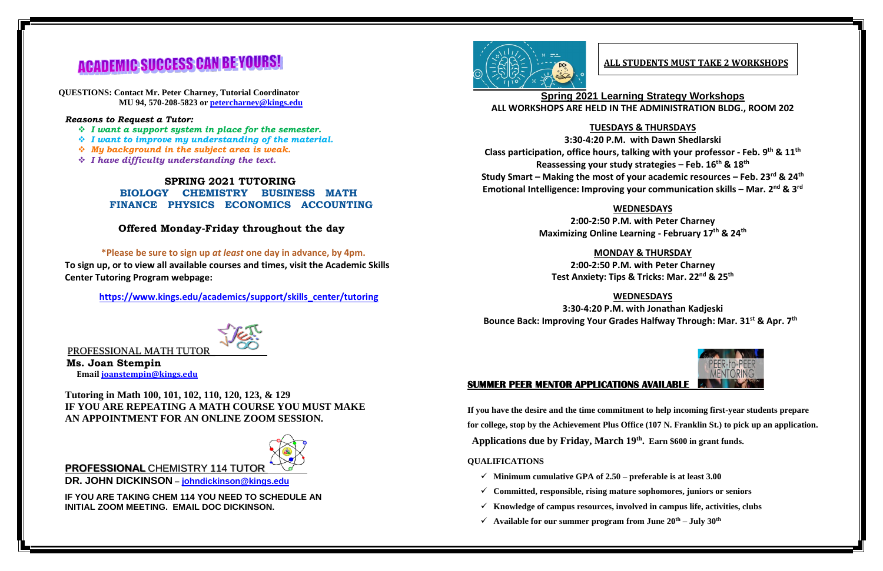# ACADEMIC SUCCESS CAN BE YOURS!

**QUESTIONS: Contact Mr. Peter Charney, Tutorial Coordinator**
**MU 94, 570-208-5823 or petercharney@kings.edu**

***Reasons to Request a Tutor:***

- *I want a support system in place for the semester.*
- *I want to improve my understanding of the material.*
- *My background in the subject area is weak.*
- *I have difficulty understanding the text.*

## SPRING 2021 TUTORING

**BIOLOGY CHEMISTRY BUSINESS MATH**
**FINANCE PHYSICS ECONOMICS ACCOUNTING**

**Offered Monday-Friday throughout the day**

**\*Please be sure to sign up *at least* one day in advance, by 4pm.**
**To sign up, or to view all available courses and times, visit the Academic Skills Center Tutoring Program webpage:**

**https://www.kings.edu/academics/support/skills_center/tutoring**

PROFESSIONAL MATH TUTOR

**Ms. Joan Stempin**
**Email joanstempin@kings.edu**

**Tutoring in Math 100, 101, 102, 110, 120, 123, & 129**
**IF YOU ARE REPEATING A MATH COURSE YOU MUST MAKE AN APPOINTMENT FOR AN ONLINE ZOOM SESSION.**

**PROFESSIONAL** CHEMISTRY 114 TUTOR

**DR. JOHN DICKINSON – johndickinson@kings.edu**

**IF YOU ARE TAKING CHEM 114 YOU NEED TO SCHEDULE AN INITIAL ZOOM MEETING. EMAIL DOC DICKINSON.**

**ALL STUDENTS MUST TAKE 2 WORKSHOPS**

## Spring 2021 Learning Strategy Workshops

**ALL WORKSHOPS ARE HELD IN THE ADMINISTRATION BLDG., ROOM 202**

### TUESDAYS & THURSDAYS

**3:30-4:20 P.M. with Dawn Shedlarski**
**Class participation, office hours, talking with your professor - Feb. 9th & 11th**
**Reassessing your study strategies – Feb. 16th & 18th**
**Study Smart – Making the most of your academic resources – Feb. 23rd & 24th**
**Emotional Intelligence: Improving your communication skills – Mar. 2nd & 3rd**

### WEDNESDAYS

**2:00-2:50 P.M. with Peter Charney**
**Maximizing Online Learning - February 17th & 24th**

### MONDAY & THURSDAY

**2:00-2:50 P.M. with Peter Charney**
**Test Anxiety: Tips & Tricks: Mar. 22nd & 25th**

### WEDNESDAYS

**3:30-4:20 P.M. with Jonathan Kadjeski**
**Bounce Back: Improving Your Grades Halfway Through: Mar. 31st & Apr. 7th**

## SUMMER PEER MENTOR APPLICATIONS AVAILABLE

**If you have the desire and the time commitment to help incoming first-year students prepare for college, stop by the Achievement Plus Office (107 N. Franklin St.) to pick up an application.**

**Applications due by Friday, March 19th. Earn $600 in grant funds.**

**QUALIFICATIONS**

- **Minimum cumulative GPA of 2.50 – preferable is at least 3.00**
- **Committed, responsible, rising mature sophomores, juniors or seniors**
- **Knowledge of campus resources, involved in campus life, activities, clubs**
- **Available for our summer program from June 20th – July 30th**